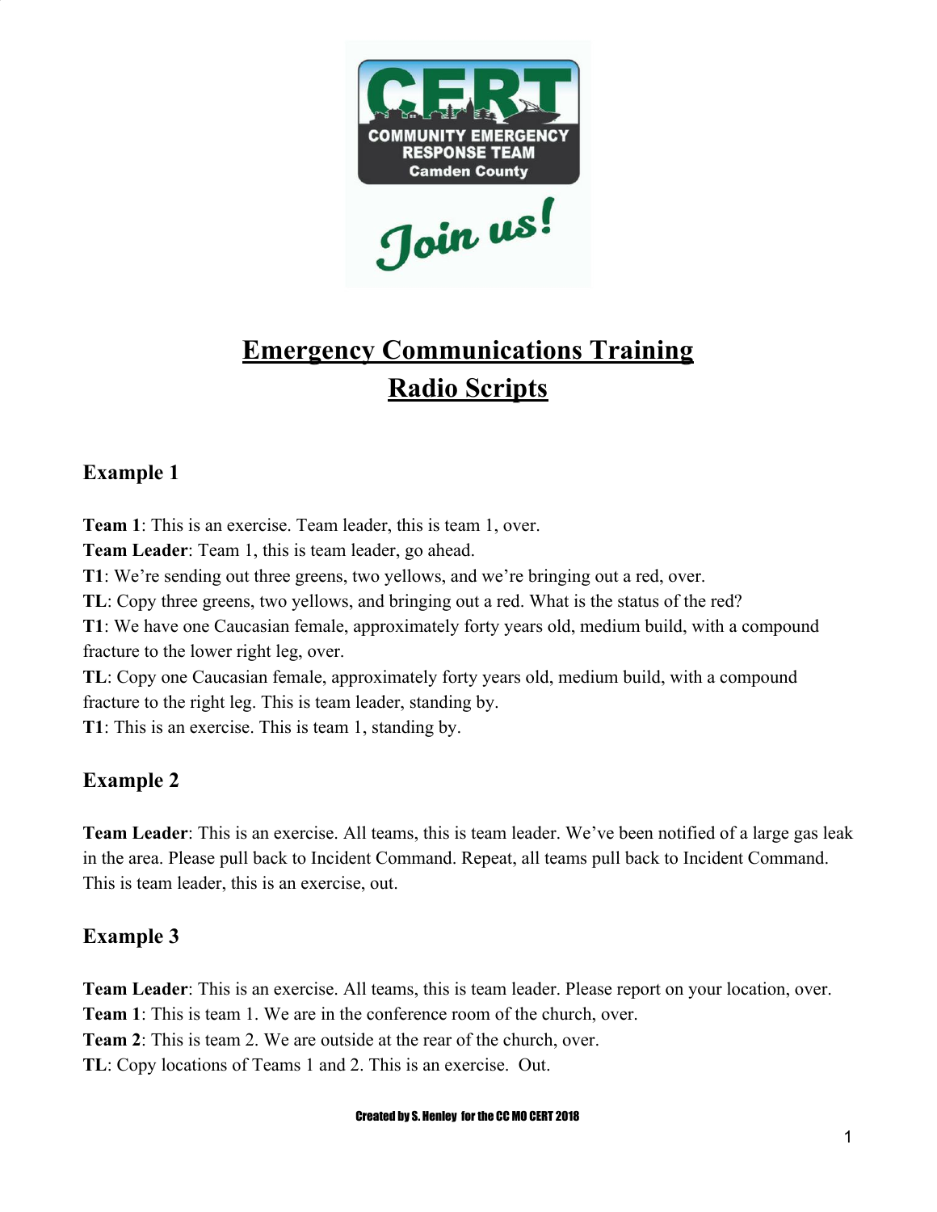# Emergency Communications Training
# Radio Scripts

### Example 1

**Team 1**: This is an exercise. Team leader, this is team 1, over.
**Team Leader**: Team 1, this is team leader, go ahead.
**T1**: We're sending out three greens, two yellows, and we're bringing out a red, over.
**TL**: Copy three greens, two yellows, and bringing out a red. What is the status of the red?
**T1**: We have one Caucasian female, approximately forty years old, medium build, with a compound fracture to the lower right leg, over.
**TL**: Copy one Caucasian female, approximately forty years old, medium build, with a compound fracture to the right leg. This is team leader, standing by.
**T1**: This is an exercise. This is team 1, standing by.

### Example 2

**Team Leader**: This is an exercise. All teams, this is team leader. We've been notified of a large gas leak in the area. Please pull back to Incident Command. Repeat, all teams pull back to Incident Command. This is team leader, this is an exercise, out.

### Example 3

**Team Leader**: This is an exercise. All teams, this is team leader. Please report on your location, over.
**Team 1**: This is team 1. We are in the conference room of the church, over.
**Team 2**: This is team 2. We are outside at the rear of the church, over.
**TL**: Copy locations of Teams 1 and 2. This is an exercise. Out.

Created by S. Henley for the CC MO CERT 2018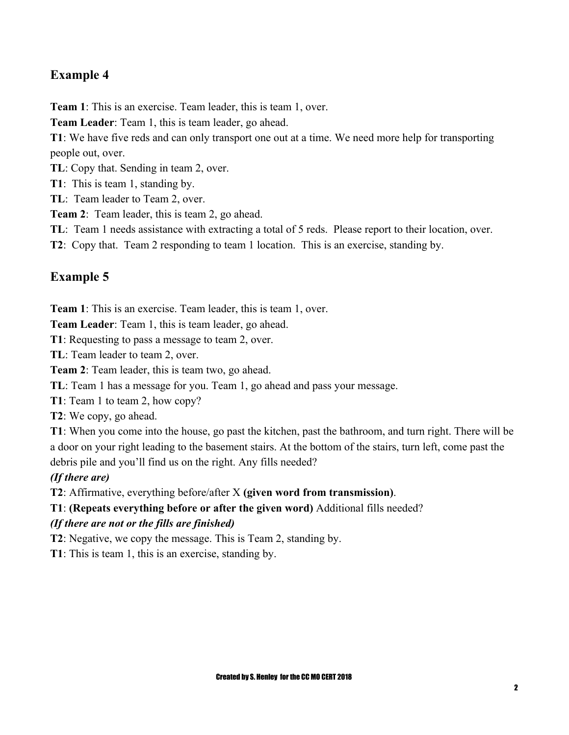## Example 4

**Team 1**: This is an exercise. Team leader, this is team 1, over.

**Team Leader**: Team 1, this is team leader, go ahead.

**T1**: We have five reds and can only transport one out at a time. We need more help for transporting people out, over.

**TL**: Copy that. Sending in team 2, over.

**T1**: This is team 1, standing by.

**TL**: Team leader to Team 2, over.

**Team 2**: Team leader, this is team 2, go ahead.

**TL**: Team 1 needs assistance with extracting a total of 5 reds. Please report to their location, over.

**T2**: Copy that. Team 2 responding to team 1 location. This is an exercise, standing by.

## Example 5

**Team 1**: This is an exercise. Team leader, this is team 1, over.

**Team Leader**: Team 1, this is team leader, go ahead.

**T1**: Requesting to pass a message to team 2, over.

**TL**: Team leader to team 2, over.

**Team 2**: Team leader, this is team two, go ahead.

**TL**: Team 1 has a message for you. Team 1, go ahead and pass your message.

**T1**: Team 1 to team 2, how copy?

**T2**: We copy, go ahead.

**T1**: When you come into the house, go past the kitchen, past the bathroom, and turn right. There will be a door on your right leading to the basement stairs. At the bottom of the stairs, turn left, come past the debris pile and you'll find us on the right. Any fills needed?

***(If there are)***

**T2**: Affirmative, everything before/after X **(given word from transmission)**.

**T1**: **(Repeats everything before or after the given word)** Additional fills needed?

***(If there are not or the fills are finished)***

**T2**: Negative, we copy the message. This is Team 2, standing by.

**T1**: This is team 1, this is an exercise, standing by.

Created by S. Henley for the CC MO CERT 2018